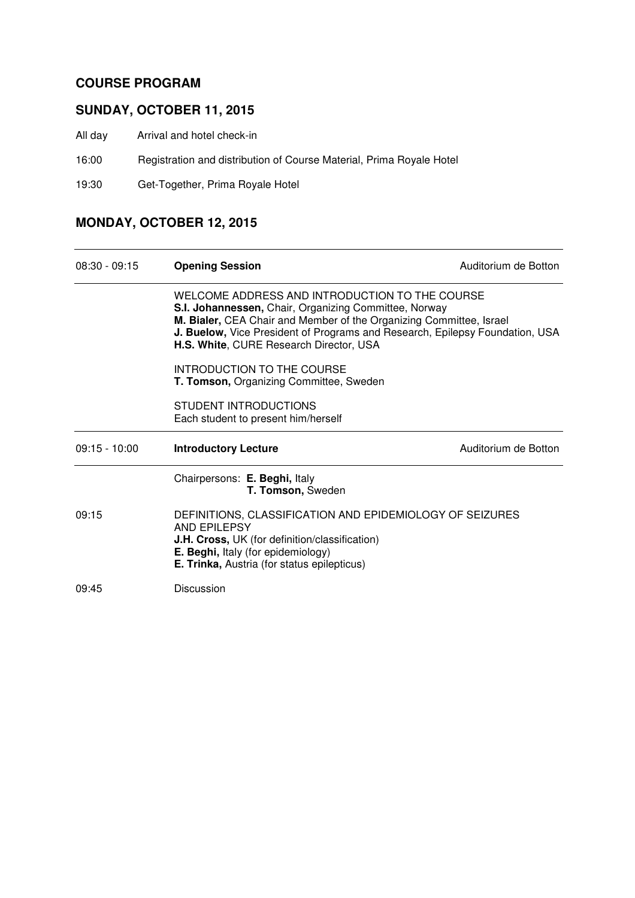## COURSE PROGRAM

## SUNDAY, OCTOBER 11, 2015

All day Arrival and hotel check-in

16:00 Registration and distribution of Course Material, Prima Royale Hotel

19:30 Get-Together, Prima Royale Hotel

## MONDAY, OCTOBER 12, 2015

| 08:30 - 09:15 | **Opening Session** | Auditorium de Botton |
|---|---|---|

WELCOME ADDRESS AND INTRODUCTION TO THE COURSE
**S.I. Johannessen,** Chair, Organizing Committee, Norway
**M. Bialer,** CEA Chair and Member of the Organizing Committee, Israel
**J. Buelow,** Vice President of Programs and Research, Epilepsy Foundation, USA
**H.S. White**, CURE Research Director, USA

INTRODUCTION TO THE COURSE
**T. Tomson,** Organizing Committee, Sweden

STUDENT INTRODUCTIONS
Each student to present him/herself

| 09:15 - 10:00 | **Introductory Lecture** | Auditorium de Botton |
|---|---|---|

Chairpersons: **E. Beghi,** Italy
**T. Tomson,** Sweden

09:15 DEFINITIONS, CLASSIFICATION AND EPIDEMIOLOGY OF SEIZURES AND EPILEPSY
**J.H. Cross,** UK (for definition/classification)
**E. Beghi,** Italy (for epidemiology)
**E. Trinka,** Austria (for status epilepticus)

09:45 Discussion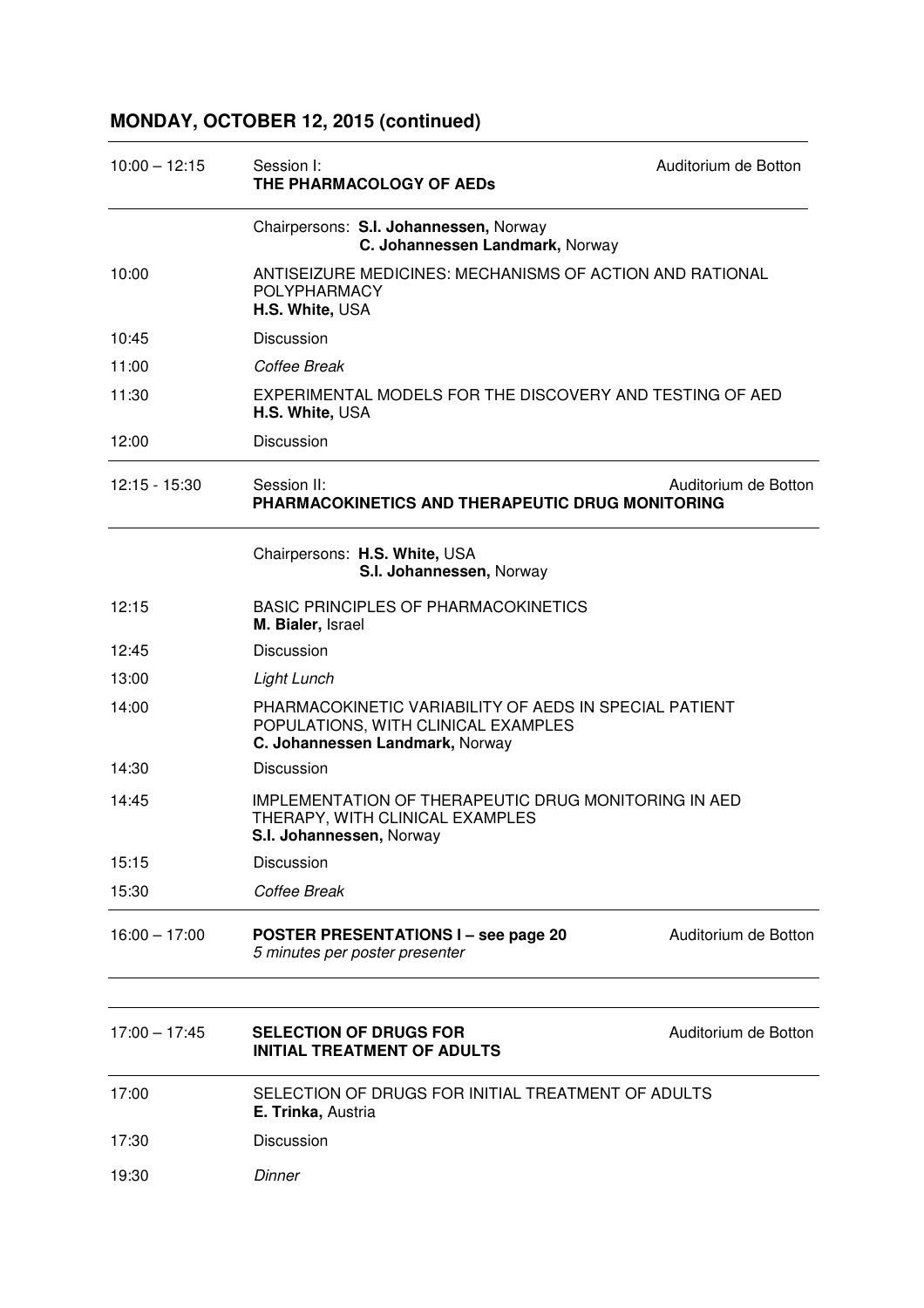## MONDAY, OCTOBER 12, 2015 (continued)

| | | |
|---|---|---|
| 10:00 – 12:15 | Session I: **THE PHARMACOLOGY OF AEDs** | Auditorium de Botton |
| | Chairpersons: **S.I. Johannessen,** Norway<br>**C. Johannessen Landmark,** Norway | |
| 10:00 | ANTISEIZURE MEDICINES: MECHANISMS OF ACTION AND RATIONAL POLYPHARMACY<br>**H.S. White,** USA | |
| 10:45 | Discussion | |
| 11:00 | *Coffee Break* | |
| 11:30 | EXPERIMENTAL MODELS FOR THE DISCOVERY AND TESTING OF AED<br>**H.S. White,** USA | |
| 12:00 | Discussion | |
| 12:15 - 15:30 | Session II: **PHARMACOKINETICS AND THERAPEUTIC DRUG MONITORING** | Auditorium de Botton |
| | Chairpersons: **H.S. White,** USA<br>**S.I. Johannessen,** Norway | |
| 12:15 | BASIC PRINCIPLES OF PHARMACOKINETICS<br>**M. Bialer,** Israel | |
| 12:45 | Discussion | |
| 13:00 | *Light Lunch* | |
| 14:00 | PHARMACOKINETIC VARIABILITY OF AEDS IN SPECIAL PATIENT POPULATIONS, WITH CLINICAL EXAMPLES<br>**C. Johannessen Landmark,** Norway | |
| 14:30 | Discussion | |
| 14:45 | IMPLEMENTATION OF THERAPEUTIC DRUG MONITORING IN AED THERAPY, WITH CLINICAL EXAMPLES<br>**S.I. Johannessen,** Norway | |
| 15:15 | Discussion | |
| 15:30 | *Coffee Break* | |
| 16:00 – 17:00 | **POSTER PRESENTATIONS I – see page 20**<br>*5 minutes per poster presenter* | Auditorium de Botton |
| 17:00 – 17:45 | **SELECTION OF DRUGS FOR INITIAL TREATMENT OF ADULTS** | Auditorium de Botton |
| 17:00 | SELECTION OF DRUGS FOR INITIAL TREATMENT OF ADULTS<br>**E. Trinka,** Austria | |
| 17:30 | Discussion | |
| 19:30 | *Dinner* | |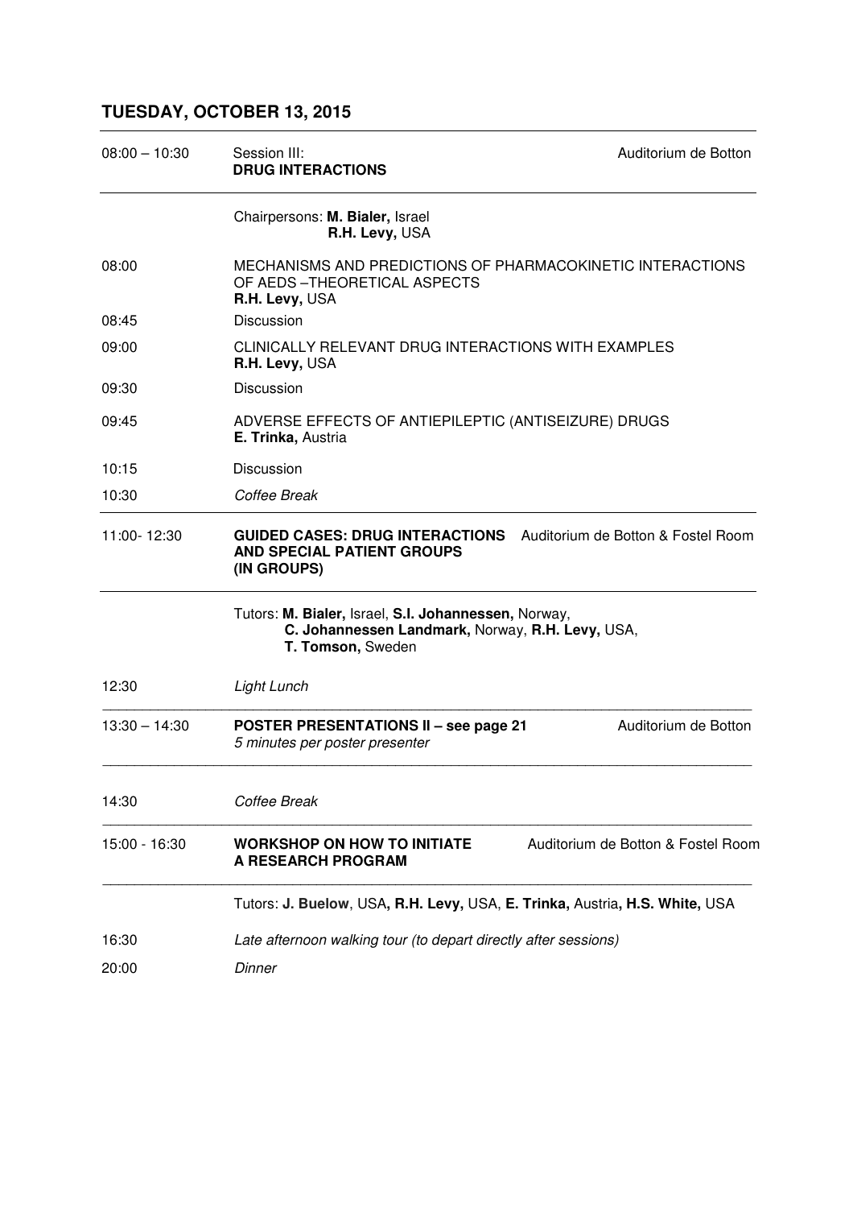## TUESDAY, OCTOBER 13, 2015

| | | |
|---|---|---|
| 08:00 – 10:30 | Session III: **DRUG INTERACTIONS** | Auditorium de Botton |
| | Chairpersons: **M. Bialer,** Israel<br>**R.H. Levy,** USA | |
| 08:00 | MECHANISMS AND PREDICTIONS OF PHARMACOKINETIC INTERACTIONS OF AEDS –THEORETICAL ASPECTS<br>**R.H. Levy,** USA | |
| 08:45 | Discussion | |
| 09:00 | CLINICALLY RELEVANT DRUG INTERACTIONS WITH EXAMPLES<br>**R.H. Levy,** USA | |
| 09:30 | Discussion | |
| 09:45 | ADVERSE EFFECTS OF ANTIEPILEPTIC (ANTISEIZURE) DRUGS<br>**E. Trinka,** Austria | |
| 10:15 | Discussion | |
| 10:30 | *Coffee Break* | |
| 11:00- 12:30 | **GUIDED CASES: DRUG INTERACTIONS AND SPECIAL PATIENT GROUPS (IN GROUPS)** | Auditorium de Botton & Fostel Room |
| | Tutors: **M. Bialer,** Israel, **S.I. Johannessen,** Norway, **C. Johannessen Landmark,** Norway, **R.H. Levy,** USA, **T. Tomson,** Sweden | |
| 12:30 | *Light Lunch* | |
| 13:30 – 14:30 | **POSTER PRESENTATIONS II – see page 21**<br>*5 minutes per poster presenter* | Auditorium de Botton |
| 14:30 | *Coffee Break* | |
| 15:00 - 16:30 | **WORKSHOP ON HOW TO INITIATE A RESEARCH PROGRAM** | Auditorium de Botton & Fostel Room |
| | Tutors: **J. Buelow**, USA**, R.H. Levy,** USA, **E. Trinka,** Austria**, H.S. White,** USA | |
| 16:30 | *Late afternoon walking tour (to depart directly after sessions)* | |
| 20:00 | *Dinner* | |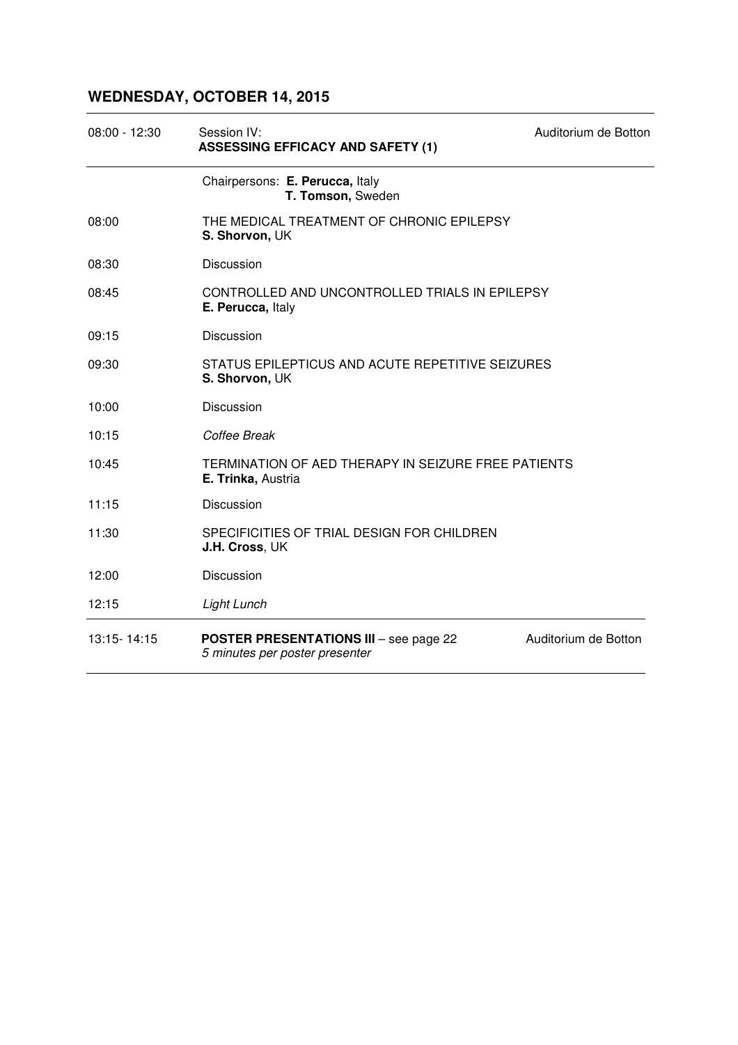## WEDNESDAY, OCTOBER 14, 2015

| | | |
|---|---|---|
| 08:00 - 12:30 | Session IV: **ASSESSING EFFICACY AND SAFETY (1)** | Auditorium de Botton |
| | Chairpersons: **E. Perucca,** Italy<br>**T. Tomson,** Sweden | |
| 08:00 | THE MEDICAL TREATMENT OF CHRONIC EPILEPSY<br>**S. Shorvon,** UK | |
| 08:30 | Discussion | |
| 08:45 | CONTROLLED AND UNCONTROLLED TRIALS IN EPILEPSY<br>**E. Perucca,** Italy | |
| 09:15 | Discussion | |
| 09:30 | STATUS EPILEPTICUS AND ACUTE REPETITIVE SEIZURES<br>**S. Shorvon,** UK | |
| 10:00 | Discussion | |
| 10:15 | *Coffee Break* | |
| 10:45 | TERMINATION OF AED THERAPY IN SEIZURE FREE PATIENTS<br>**E. Trinka,** Austria | |
| 11:15 | Discussion | |
| 11:30 | SPECIFICITIES OF TRIAL DESIGN FOR CHILDREN<br>**J.H. Cross**, UK | |
| 12:00 | Discussion | |
| 12:15 | *Light Lunch* | |
| 13:15- 14:15 | **POSTER PRESENTATIONS III** – see page 22<br>*5 minutes per poster presenter* | Auditorium de Botton |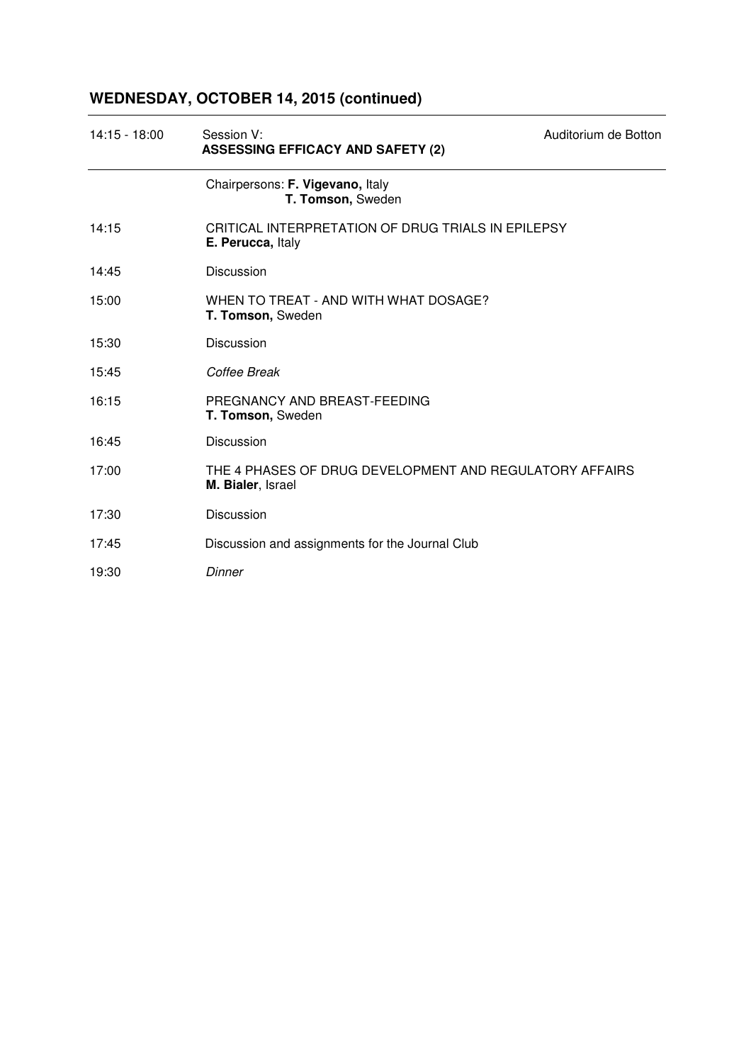## WEDNESDAY, OCTOBER 14, 2015 (continued)

| | | |
|---|---|---|
| 14:15 - 18:00 | Session V:<br>**ASSESSING EFFICACY AND SAFETY (2)** | Auditorium de Botton |
| | Chairpersons: **F. Vigevano,** Italy<br>**T. Tomson,** Sweden | |
| 14:15 | CRITICAL INTERPRETATION OF DRUG TRIALS IN EPILEPSY<br>**E. Perucca,** Italy | |
| 14:45 | Discussion | |
| 15:00 | WHEN TO TREAT - AND WITH WHAT DOSAGE?<br>**T. Tomson,** Sweden | |
| 15:30 | Discussion | |
| 15:45 | *Coffee Break* | |
| 16:15 | PREGNANCY AND BREAST-FEEDING<br>**T. Tomson,** Sweden | |
| 16:45 | Discussion | |
| 17:00 | THE 4 PHASES OF DRUG DEVELOPMENT AND REGULATORY AFFAIRS<br>**M. Bialer**, Israel | |
| 17:30 | Discussion | |
| 17:45 | Discussion and assignments for the Journal Club | |
| 19:30 | *Dinner* | |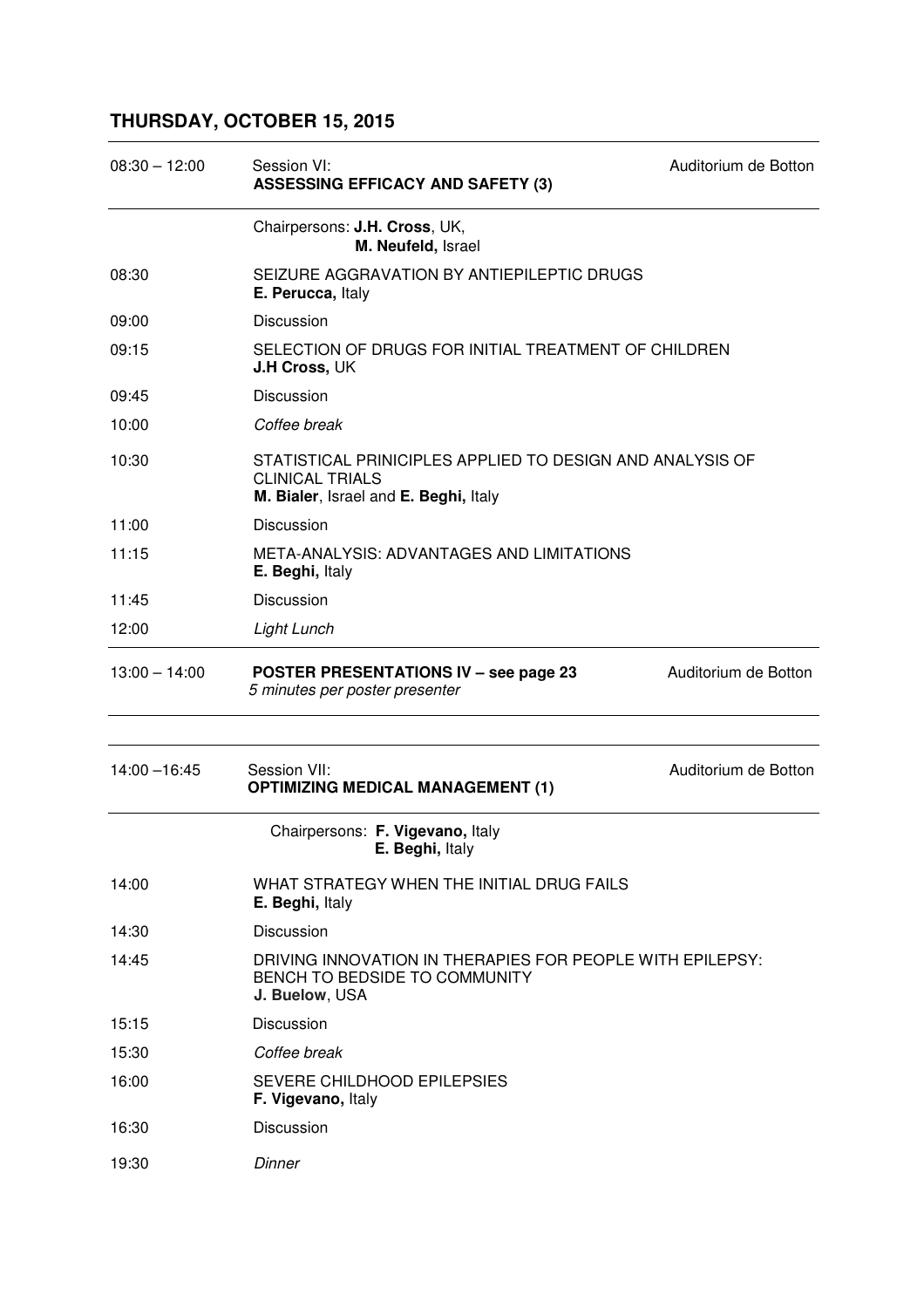## THURSDAY, OCTOBER 15, 2015

| | | |
|---|---|---|
| 08:30 – 12:00 | Session VI: **ASSESSING EFFICACY AND SAFETY (3)** | Auditorium de Botton |
| | Chairpersons: **J.H. Cross**, UK, **M. Neufeld,** Israel | |
| 08:30 | SEIZURE AGGRAVATION BY ANTIEPILEPTIC DRUGS **E. Perucca,** Italy | |
| 09:00 | Discussion | |
| 09:15 | SELECTION OF DRUGS FOR INITIAL TREATMENT OF CHILDREN **J.H Cross,** UK | |
| 09:45 | Discussion | |
| 10:00 | *Coffee break* | |
| 10:30 | STATISTICAL PRINICIPLES APPLIED TO DESIGN AND ANALYSIS OF CLINICAL TRIALS **M. Bialer**, Israel and **E. Beghi,** Italy | |
| 11:00 | Discussion | |
| 11:15 | META-ANALYSIS: ADVANTAGES AND LIMITATIONS **E. Beghi,** Italy | |
| 11:45 | Discussion | |
| 12:00 | *Light Lunch* | |
| 13:00 – 14:00 | **POSTER PRESENTATIONS IV – see page 23** *5 minutes per poster presenter* | Auditorium de Botton |

| | | |
|---|---|---|
| 14:00 –16:45 | Session VII: **OPTIMIZING MEDICAL MANAGEMENT (1)** | Auditorium de Botton |
| | Chairpersons: **F. Vigevano,** Italy **E. Beghi,** Italy | |
| 14:00 | WHAT STRATEGY WHEN THE INITIAL DRUG FAILS **E. Beghi,** Italy | |
| 14:30 | Discussion | |
| 14:45 | DRIVING INNOVATION IN THERAPIES FOR PEOPLE WITH EPILEPSY: BENCH TO BEDSIDE TO COMMUNITY **J. Buelow**, USA | |
| 15:15 | Discussion | |
| 15:30 | *Coffee break* | |
| 16:00 | SEVERE CHILDHOOD EPILEPSIES **F. Vigevano,** Italy | |
| 16:30 | Discussion | |
| 19:30 | *Dinner* | |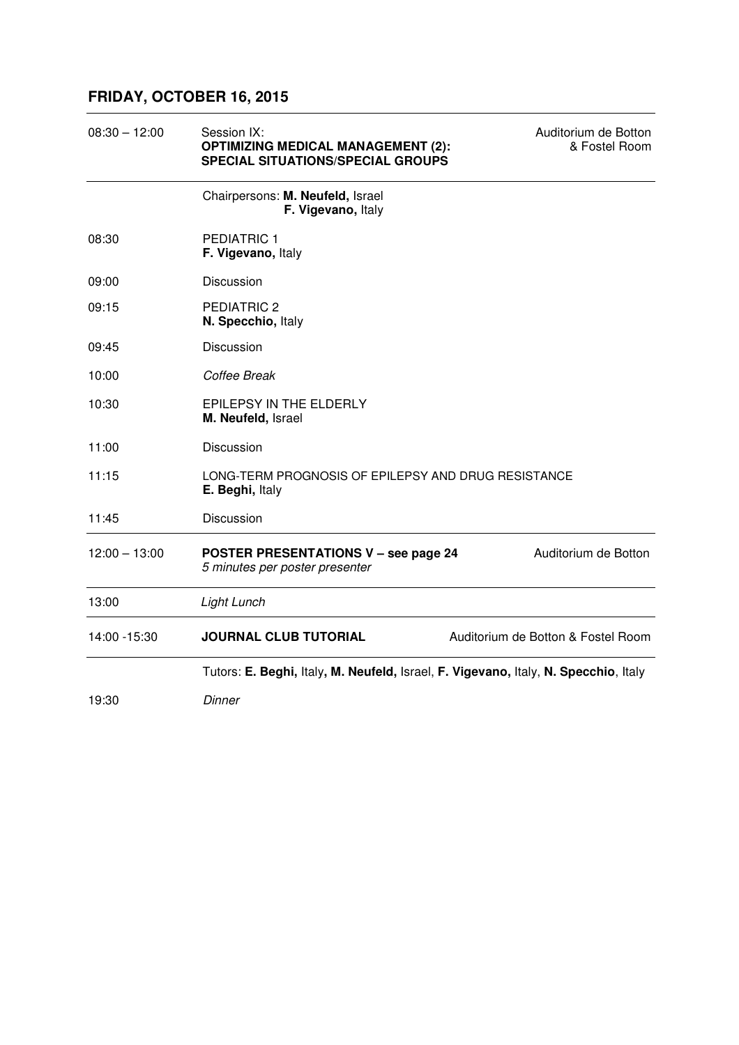## FRIDAY, OCTOBER 16, 2015

| | | |
|---|---|---|
| 08:30 – 12:00 | Session IX:<br>**OPTIMIZING MEDICAL MANAGEMENT (2): SPECIAL SITUATIONS/SPECIAL GROUPS** | Auditorium de Botton & Fostel Room |
| | Chairpersons: **M. Neufeld,** Israel<br>**F. Vigevano,** Italy | |
| 08:30 | PEDIATRIC 1<br>**F. Vigevano,** Italy | |
| 09:00 | Discussion | |
| 09:15 | PEDIATRIC 2<br>**N. Specchio,** Italy | |
| 09:45 | Discussion | |
| 10:00 | *Coffee Break* | |
| 10:30 | EPILEPSY IN THE ELDERLY<br>**M. Neufeld,** Israel | |
| 11:00 | Discussion | |
| 11:15 | LONG-TERM PROGNOSIS OF EPILEPSY AND DRUG RESISTANCE<br>**E. Beghi,** Italy | |
| 11:45 | Discussion | |
| 12:00 – 13:00 | **POSTER PRESENTATIONS V – see page 24**<br>*5 minutes per poster presenter* | Auditorium de Botton |
| 13:00 | *Light Lunch* | |
| 14:00 -15:30 | **JOURNAL CLUB TUTORIAL** | Auditorium de Botton & Fostel Room |
| | Tutors: **E. Beghi,** Italy**, M. Neufeld,** Israel, **F. Vigevano,** Italy, **N. Specchio**, Italy | |
| 19:30 | *Dinner* | |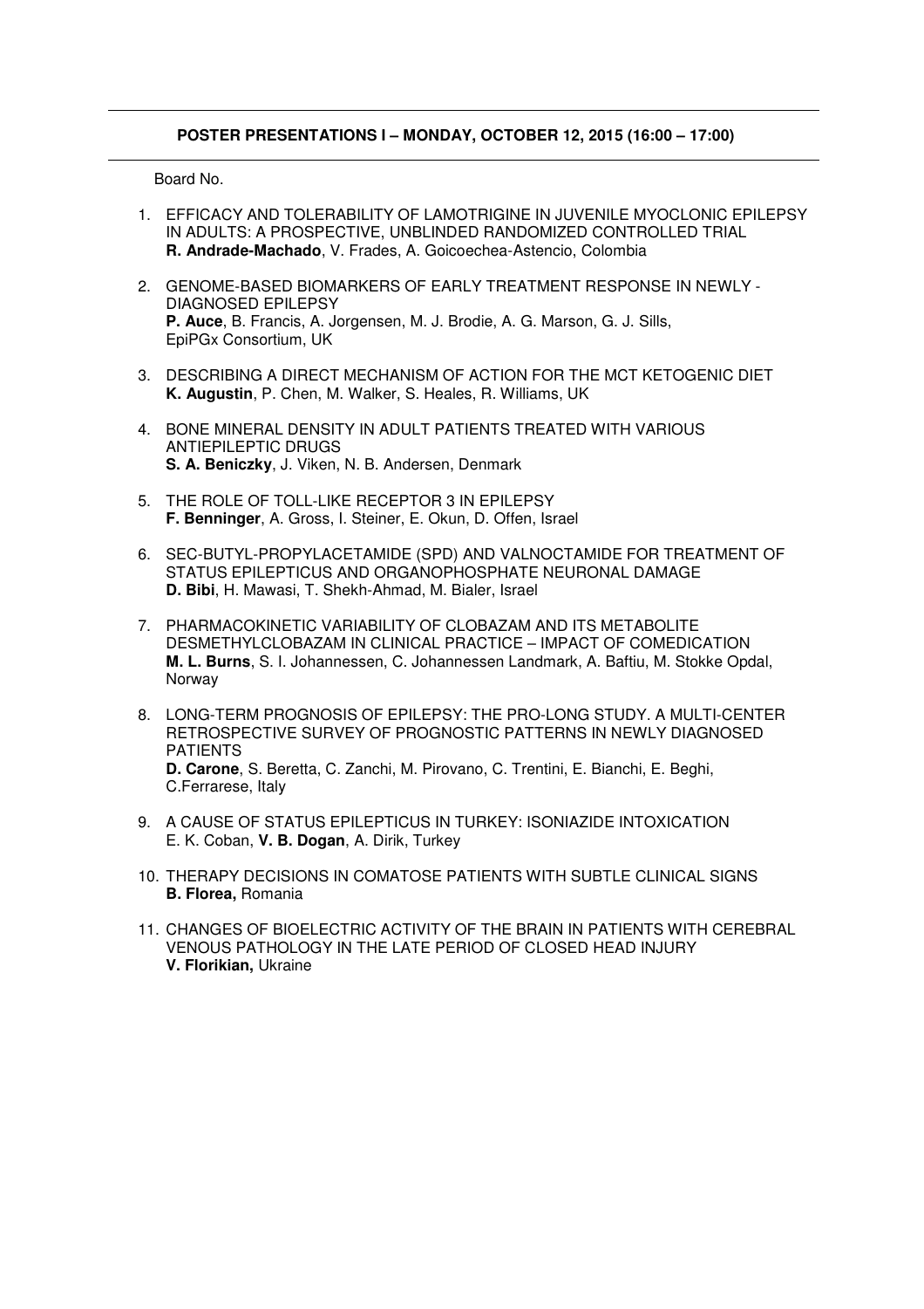## POSTER PRESENTATIONS I – MONDAY, OCTOBER 12, 2015 (16:00 – 17:00)

Board No.

1. EFFICACY AND TOLERABILITY OF LAMOTRIGINE IN JUVENILE MYOCLONIC EPILEPSY IN ADULTS: A PROSPECTIVE, UNBLINDED RANDOMIZED CONTROLLED TRIAL
   **R. Andrade-Machado**, V. Frades, A. Goicoechea-Astencio, Colombia

2. GENOME-BASED BIOMARKERS OF EARLY TREATMENT RESPONSE IN NEWLY - DIAGNOSED EPILEPSY
   **P. Auce**, B. Francis, A. Jorgensen, M. J. Brodie, A. G. Marson, G. J. Sills, EpiPGx Consortium, UK

3. DESCRIBING A DIRECT MECHANISM OF ACTION FOR THE MCT KETOGENIC DIET
   **K. Augustin**, P. Chen, M. Walker, S. Heales, R. Williams, UK

4. BONE MINERAL DENSITY IN ADULT PATIENTS TREATED WITH VARIOUS ANTIEPILEPTIC DRUGS
   **S. A. Beniczky**, J. Viken, N. B. Andersen, Denmark

5. THE ROLE OF TOLL-LIKE RECEPTOR 3 IN EPILEPSY
   **F. Benninger**, A. Gross, I. Steiner, E. Okun, D. Offen, Israel

6. SEC-BUTYL-PROPYLACETAMIDE (SPD) AND VALNOCTAMIDE FOR TREATMENT OF STATUS EPILEPTICUS AND ORGANOPHOSPHATE NEURONAL DAMAGE
   **D. Bibi**, H. Mawasi, T. Shekh-Ahmad, M. Bialer, Israel

7. PHARMACOKINETIC VARIABILITY OF CLOBAZAM AND ITS METABOLITE DESMETHYLCLOBAZAM IN CLINICAL PRACTICE – IMPACT OF COMEDICATION
   **M. L. Burns**, S. I. Johannessen, C. Johannessen Landmark, A. Baftiu, M. Stokke Opdal, Norway

8. LONG-TERM PROGNOSIS OF EPILEPSY: THE PRO-LONG STUDY. A MULTI-CENTER RETROSPECTIVE SURVEY OF PROGNOSTIC PATTERNS IN NEWLY DIAGNOSED PATIENTS
   **D. Carone**, S. Beretta, C. Zanchi, M. Pirovano, C. Trentini, E. Bianchi, E. Beghi, C.Ferrarese, Italy

9. A CAUSE OF STATUS EPILEPTICUS IN TURKEY: ISONIAZIDE INTOXICATION
   E. K. Coban, **V. B. Dogan**, A. Dirik, Turkey

10. THERAPY DECISIONS IN COMATOSE PATIENTS WITH SUBTLE CLINICAL SIGNS
    **B. Florea,** Romania

11. CHANGES OF BIOELECTRIC ACTIVITY OF THE BRAIN IN PATIENTS WITH CEREBRAL VENOUS PATHOLOGY IN THE LATE PERIOD OF CLOSED HEAD INJURY
    **V. Florikian,** Ukraine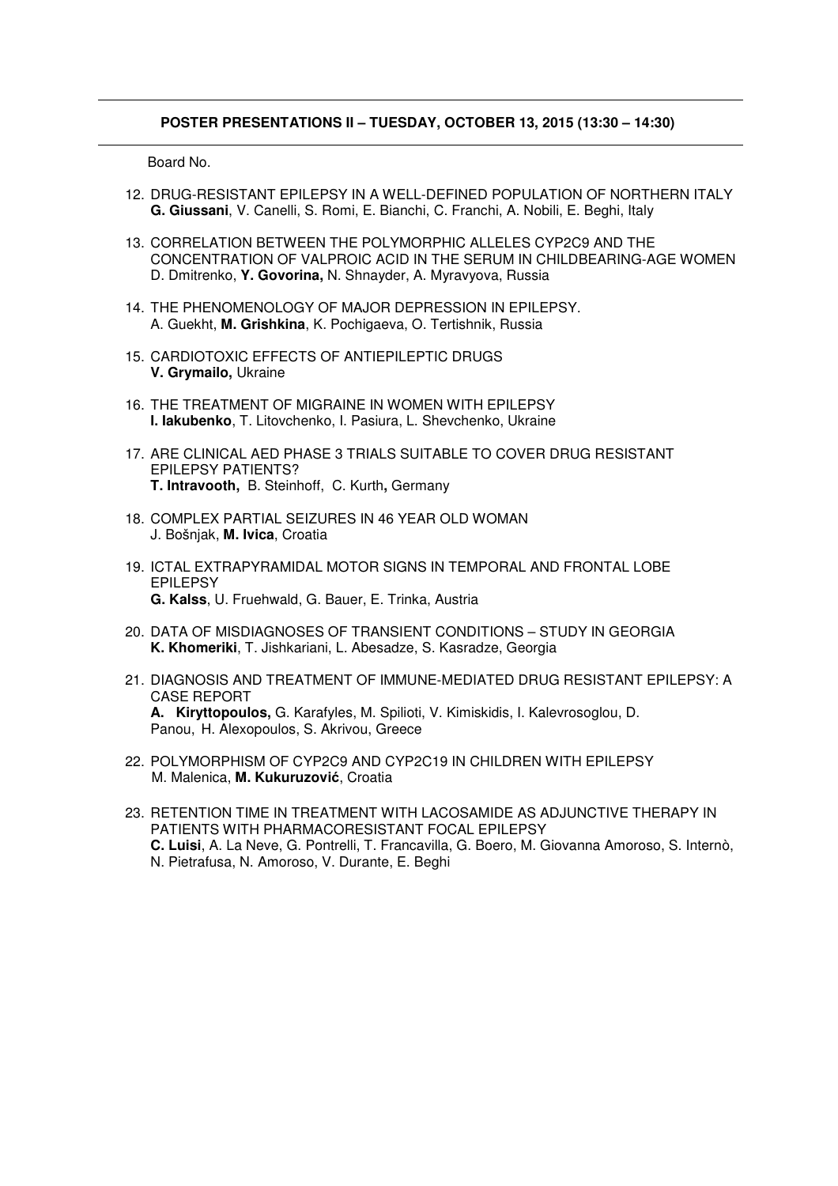**POSTER PRESENTATIONS II – TUESDAY, OCTOBER 13, 2015 (13:30 – 14:30)**

Board No.

12. DRUG-RESISTANT EPILEPSY IN A WELL-DEFINED POPULATION OF NORTHERN ITALY
**G. Giussani**, V. Canelli, S. Romi, E. Bianchi, C. Franchi, A. Nobili, E. Beghi, Italy

13. CORRELATION BETWEEN THE POLYMORPHIC ALLELES CYP2C9 AND THE CONCENTRATION OF VALPROIC ACID IN THE SERUM IN CHILDBEARING-AGE WOMEN
D. Dmitrenko, **Y. Govorina,** N. Shnayder, A. Myravyova, Russia

14. THE PHENOMENOLOGY OF MAJOR DEPRESSION IN EPILEPSY.
A. Guekht, **M. Grishkina**, K. Pochigaeva, O. Tertishnik, Russia

15. CARDIOTOXIC EFFECTS OF ANTIEPILEPTIC DRUGS
**V. Grymailo,** Ukraine

16. THE TREATMENT OF MIGRAINE IN WOMEN WITH EPILEPSY
**I. Iakubenko**, T. Litovchenko, I. Pasiura, L. Shevchenko, Ukraine

17. ARE CLINICAL AED PHASE 3 TRIALS SUITABLE TO COVER DRUG RESISTANT EPILEPSY PATIENTS?
**T. Intravooth,** B. Steinhoff, C. Kurth**,** Germany

18. COMPLEX PARTIAL SEIZURES IN 46 YEAR OLD WOMAN
J. Bošnjak, **M. Ivica**, Croatia

19. ICTAL EXTRAPYRAMIDAL MOTOR SIGNS IN TEMPORAL AND FRONTAL LOBE EPILEPSY
**G. Kalss**, U. Fruehwald, G. Bauer, E. Trinka, Austria

20. DATA OF MISDIAGNOSES OF TRANSIENT CONDITIONS – STUDY IN GEORGIA
**K. Khomeriki**, T. Jishkariani, L. Abesadze, S. Kasradze, Georgia

21. DIAGNOSIS AND TREATMENT OF IMMUNE-MEDIATED DRUG RESISTANT EPILEPSY: A CASE REPORT
**A. Kiryttopoulos,** G. Karafyles, M. Spilioti, V. Kimiskidis, I. Kalevrosoglou, D. Panou, H. Alexopoulos, S. Akrivou, Greece

22. POLYMORPHISM OF CYP2C9 AND CYP2C19 IN CHILDREN WITH EPILEPSY
M. Malenica, **M. Kukuruzović**, Croatia

23. RETENTION TIME IN TREATMENT WITH LACOSAMIDE AS ADJUNCTIVE THERAPY IN PATIENTS WITH PHARMACORESISTANT FOCAL EPILEPSY
**C. Luisi**, A. La Neve, G. Pontrelli, T. Francavilla, G. Boero, M. Giovanna Amoroso, S. Internò, N. Pietrafusa, N. Amoroso, V. Durante, E. Beghi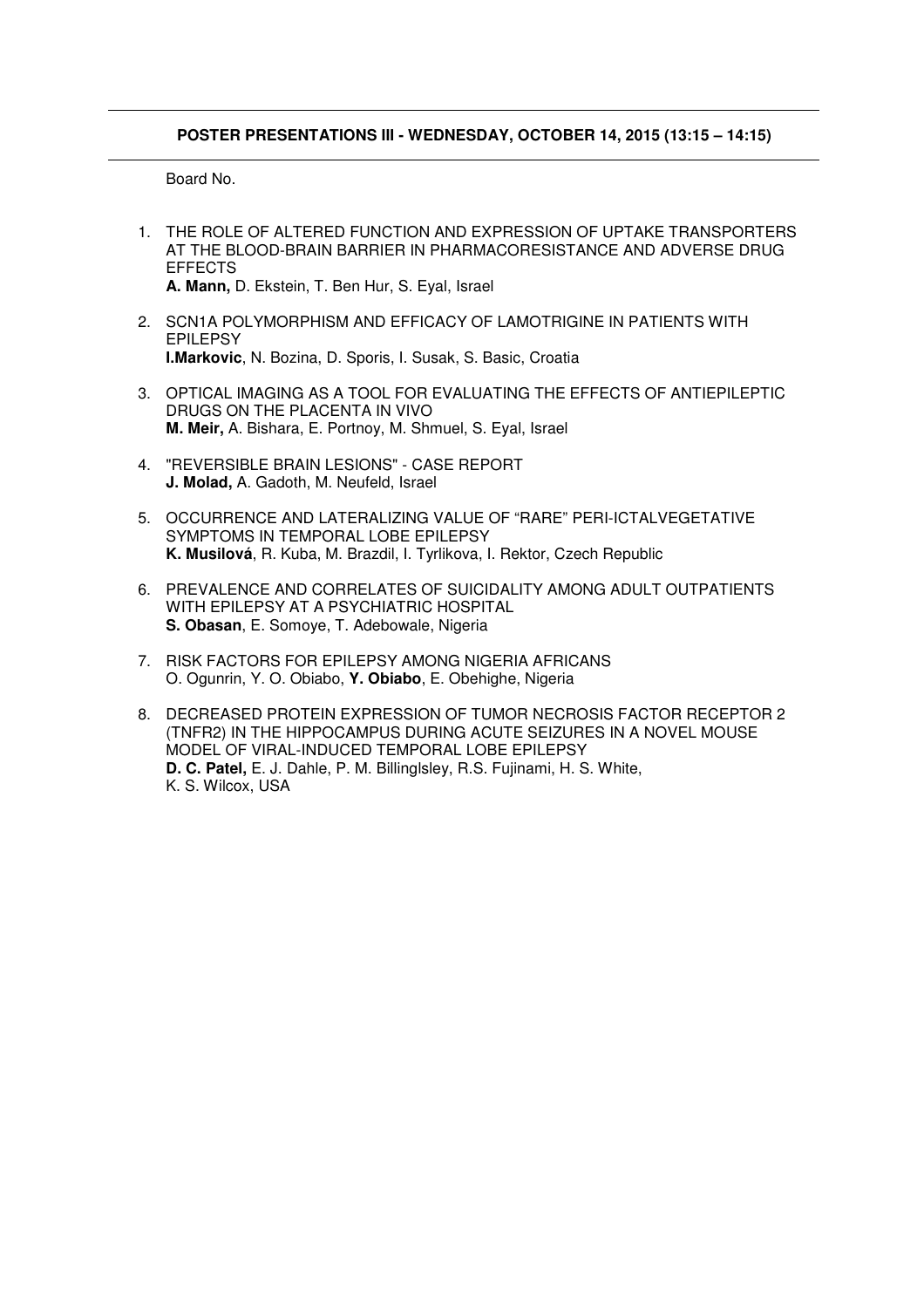## POSTER PRESENTATIONS III - WEDNESDAY, OCTOBER 14, 2015 (13:15 – 14:15)

Board No.

1. THE ROLE OF ALTERED FUNCTION AND EXPRESSION OF UPTAKE TRANSPORTERS AT THE BLOOD-BRAIN BARRIER IN PHARMACORESISTANCE AND ADVERSE DRUG EFFECTS
   **A. Mann,** D. Ekstein, T. Ben Hur, S. Eyal, Israel

2. SCN1A POLYMORPHISM AND EFFICACY OF LAMOTRIGINE IN PATIENTS WITH EPILEPSY
   **I.Markovic**, N. Bozina, D. Sporis, I. Susak, S. Basic, Croatia

3. OPTICAL IMAGING AS A TOOL FOR EVALUATING THE EFFECTS OF ANTIEPILEPTIC DRUGS ON THE PLACENTA IN VIVO
   **M. Meir,** A. Bishara, E. Portnoy, M. Shmuel, S. Eyal, Israel

4. "REVERSIBLE BRAIN LESIONS" - CASE REPORT
   **J. Molad,** A. Gadoth, M. Neufeld, Israel

5. OCCURRENCE AND LATERALIZING VALUE OF "RARE" PERI-ICTALVEGETATIVE SYMPTOMS IN TEMPORAL LOBE EPILEPSY
   **K. Musilová**, R. Kuba, M. Brazdil, I. Tyrlikova, I. Rektor, Czech Republic

6. PREVALENCE AND CORRELATES OF SUICIDALITY AMONG ADULT OUTPATIENTS WITH EPILEPSY AT A PSYCHIATRIC HOSPITAL
   **S. Obasan**, E. Somoye, T. Adebowale, Nigeria

7. RISK FACTORS FOR EPILEPSY AMONG NIGERIA AFRICANS
   O. Ogunrin, Y. O. Obiabo, **Y. Obiabo**, E. Obehighe, Nigeria

8. DECREASED PROTEIN EXPRESSION OF TUMOR NECROSIS FACTOR RECEPTOR 2 (TNFR2) IN THE HIPPOCAMPUS DURING ACUTE SEIZURES IN A NOVEL MOUSE MODEL OF VIRAL-INDUCED TEMPORAL LOBE EPILEPSY
   **D. C. Patel,** E. J. Dahle, P. M. Billinglsley, R.S. Fujinami, H. S. White, K. S. Wilcox, USA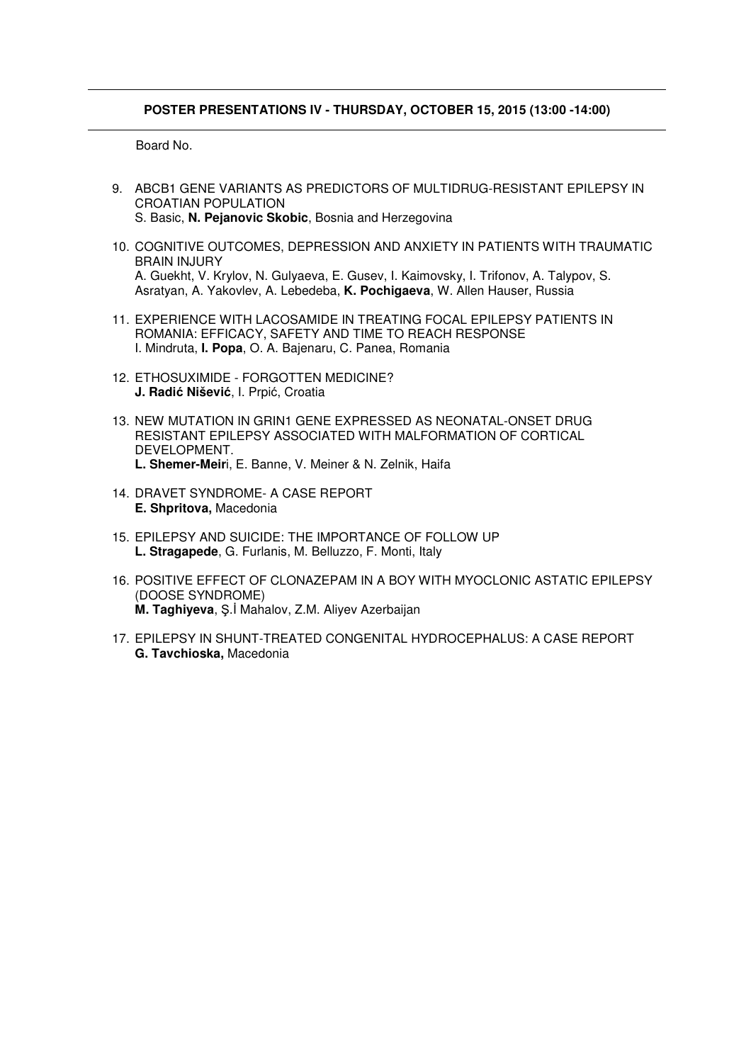**POSTER PRESENTATIONS IV - THURSDAY, OCTOBER 15, 2015 (13:00 -14:00)**

Board No.

9. ABCB1 GENE VARIANTS AS PREDICTORS OF MULTIDRUG-RESISTANT EPILEPSY IN CROATIAN POPULATION
   S. Basic, **N. Pejanovic Skobic**, Bosnia and Herzegovina

10. COGNITIVE OUTCOMES, DEPRESSION AND ANXIETY IN PATIENTS WITH TRAUMATIC BRAIN INJURY
    A. Guekht, V. Krylov, N. Gulyaeva, E. Gusev, I. Kaimovsky, I. Trifonov, A. Talypov, S. Asratyan, A. Yakovlev, A. Lebedeba, **K. Pochigaeva**, W. Allen Hauser, Russia

11. EXPERIENCE WITH LACOSAMIDE IN TREATING FOCAL EPILEPSY PATIENTS IN ROMANIA: EFFICACY, SAFETY AND TIME TO REACH RESPONSE
    I. Mindruta, **I. Popa**, O. A. Bajenaru, C. Panea, Romania

12. ETHOSUXIMIDE - FORGOTTEN MEDICINE?
    **J. Radić Nišević**, I. Prpić, Croatia

13. NEW MUTATION IN GRIN1 GENE EXPRESSED AS NEONATAL-ONSET DRUG RESISTANT EPILEPSY ASSOCIATED WITH MALFORMATION OF CORTICAL DEVELOPMENT.
    **L. Shemer-Meir**i, E. Banne, V. Meiner & N. Zelnik, Haifa

14. DRAVET SYNDROME- A CASE REPORT
    **E. Shpritova,** Macedonia

15. EPILEPSY AND SUICIDE: THE IMPORTANCE OF FOLLOW UP
    **L. Stragapede**, G. Furlanis, M. Belluzzo, F. Monti, Italy

16. POSITIVE EFFECT OF CLONAZEPAM IN A BOY WITH MYOCLONIC ASTATIC EPILEPSY (DOOSE SYNDROME)
    **M. Taghiyeva**, Ş.İ Mahalov, Z.M. Aliyev Azerbaijan

17. EPILEPSY IN SHUNT-TREATED CONGENITAL HYDROCEPHALUS: A CASE REPORT
    **G. Tavchioska,** Macedonia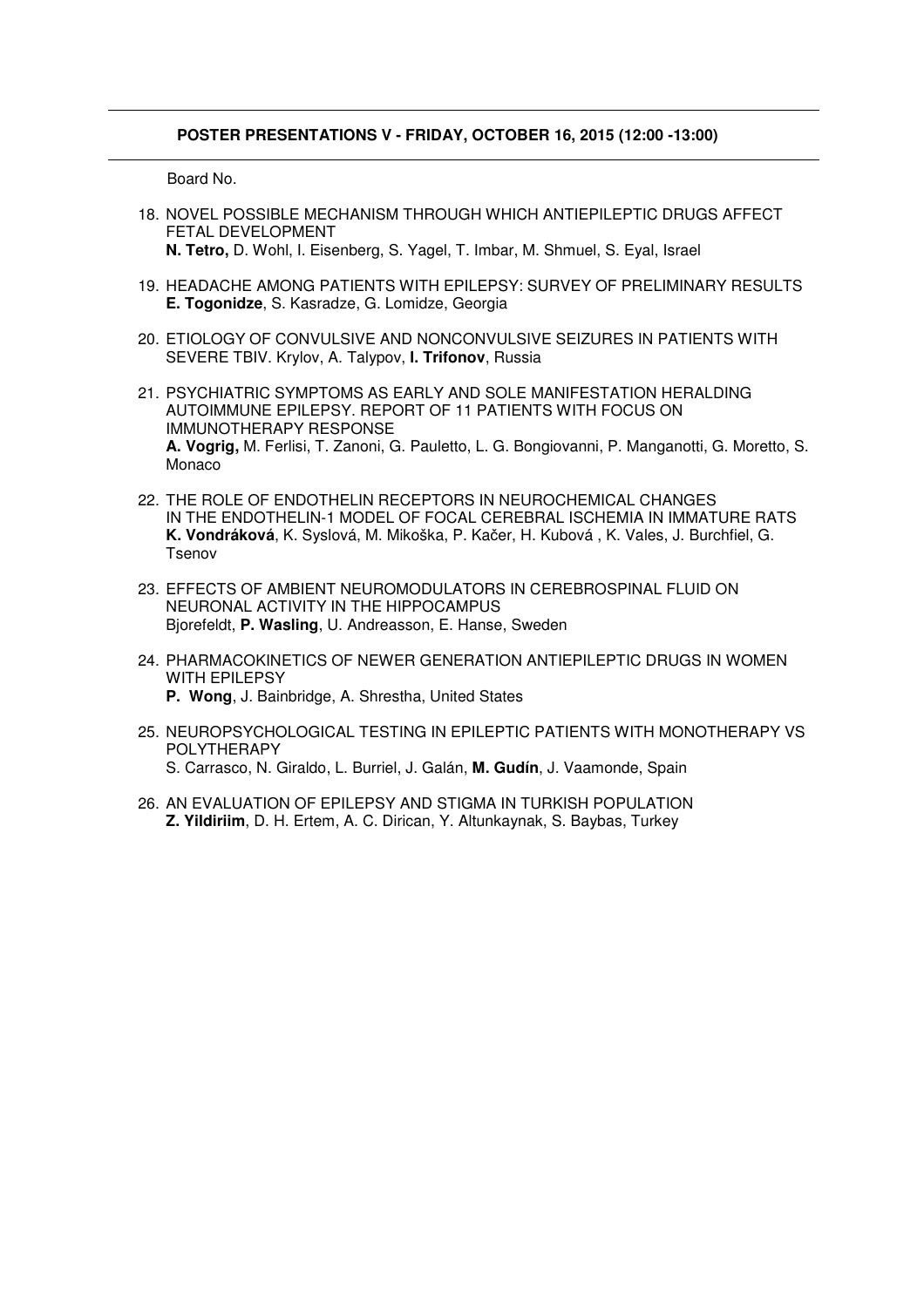## POSTER PRESENTATIONS V - FRIDAY, OCTOBER 16, 2015 (12:00 -13:00)

Board No.

18. NOVEL POSSIBLE MECHANISM THROUGH WHICH ANTIEPILEPTIC DRUGS AFFECT FETAL DEVELOPMENT
    **N. Tetro,** D. Wohl, I. Eisenberg, S. Yagel, T. Imbar, M. Shmuel, S. Eyal, Israel

19. HEADACHE AMONG PATIENTS WITH EPILEPSY: SURVEY OF PRELIMINARY RESULTS
    **E. Togonidze**, S. Kasradze, G. Lomidze, Georgia

20. ETIOLOGY OF CONVULSIVE AND NONCONVULSIVE SEIZURES IN PATIENTS WITH SEVERE TBIV. Krylov, A. Talypov, **I. Trifonov**, Russia

21. PSYCHIATRIC SYMPTOMS AS EARLY AND SOLE MANIFESTATION HERALDING AUTOIMMUNE EPILEPSY. REPORT OF 11 PATIENTS WITH FOCUS ON IMMUNOTHERAPY RESPONSE
    **A. Vogrig,** M. Ferlisi, T. Zanoni, G. Pauletto, L. G. Bongiovanni, P. Manganotti, G. Moretto, S. Monaco

22. THE ROLE OF ENDOTHELIN RECEPTORS IN NEUROCHEMICAL CHANGES IN THE ENDOTHELIN-1 MODEL OF FOCAL CEREBRAL ISCHEMIA IN IMMATURE RATS
    **K. Vondráková**, K. Syslová, M. Mikoška, P. Kačer, H. Kubová , K. Vales, J. Burchfiel, G. Tsenov

23. EFFECTS OF AMBIENT NEUROMODULATORS IN CEREBROSPINAL FLUID ON NEURONAL ACTIVITY IN THE HIPPOCAMPUS
    Bjorefeldt, **P. Wasling**, U. Andreasson, E. Hanse, Sweden

24. PHARMACOKINETICS OF NEWER GENERATION ANTIEPILEPTIC DRUGS IN WOMEN WITH EPILEPSY
    **P. Wong**, J. Bainbridge, A. Shrestha, United States

25. NEUROPSYCHOLOGICAL TESTING IN EPILEPTIC PATIENTS WITH MONOTHERAPY VS POLYTHERAPY
    S. Carrasco, N. Giraldo, L. Burriel, J. Galán, **M. Gudín**, J. Vaamonde, Spain

26. AN EVALUATION OF EPILEPSY AND STIGMA IN TURKISH POPULATION
    **Z. Yildiriim**, D. H. Ertem, A. C. Dirican, Y. Altunkaynak, S. Baybas, Turkey